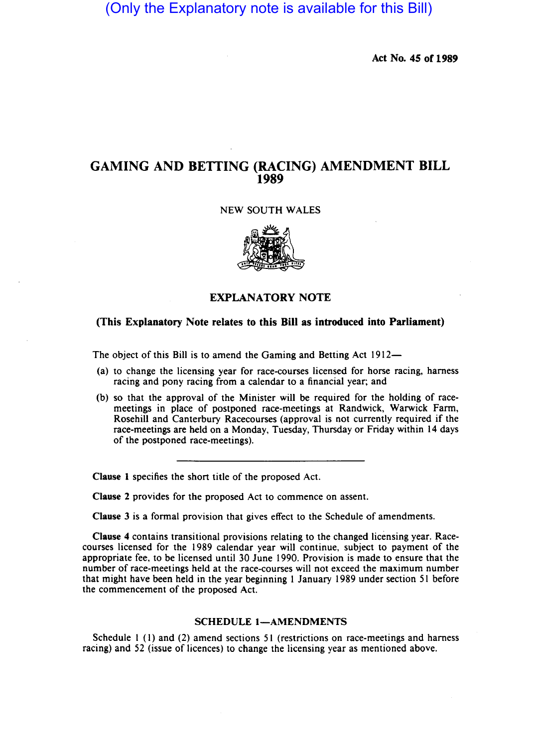(Only the Explanatory note is available for this Bill)

Act No. 45 of 1989

# GAMING AND BETTING (RACING) AMENDMENT BILL 1989

NEW SOUTH WALES

## EXPLANATORY NOTE

**(This Explanatory Note relates to this Bill as introduced into Parliament)**

The object of this Bill is to amend the Gaming and Betting Act 1912—

(a) to change the licensing year for race-courses licensed for horse racing, harness racing and pony racing from a calendar to a financial year; and

(b) so that the approval of the Minister will be required for the holding of race-meetings in place of postponed race-meetings at Randwick, Warwick Farm, Rosehill and Canterbury Racecourses (approval is not currently required if the race-meetings are held on a Monday, Tuesday, Thursday or Friday within 14 days of the postponed race-meetings).

---

**Clause 1** specifies the short title of the proposed Act.

**Clause 2** provides for the proposed Act to commence on assent.

**Clause 3** is a formal provision that gives effect to the Schedule of amendments.

**Clause 4** contains transitional provisions relating to the changed licensing year. Race-courses licensed for the 1989 calendar year will continue, subject to payment of the appropriate fee, to be licensed until 30 June 1990. Provision is made to ensure that the number of race-meetings held at the race-courses will not exceed the maximum number that might have been held in the year beginning 1 January 1989 under section 51 before the commencement of the proposed Act.

### SCHEDULE 1—AMENDMENTS

Schedule 1 (1) and (2) amend sections 51 (restrictions on race-meetings and harness racing) and 52 (issue of licences) to change the licensing year as mentioned above.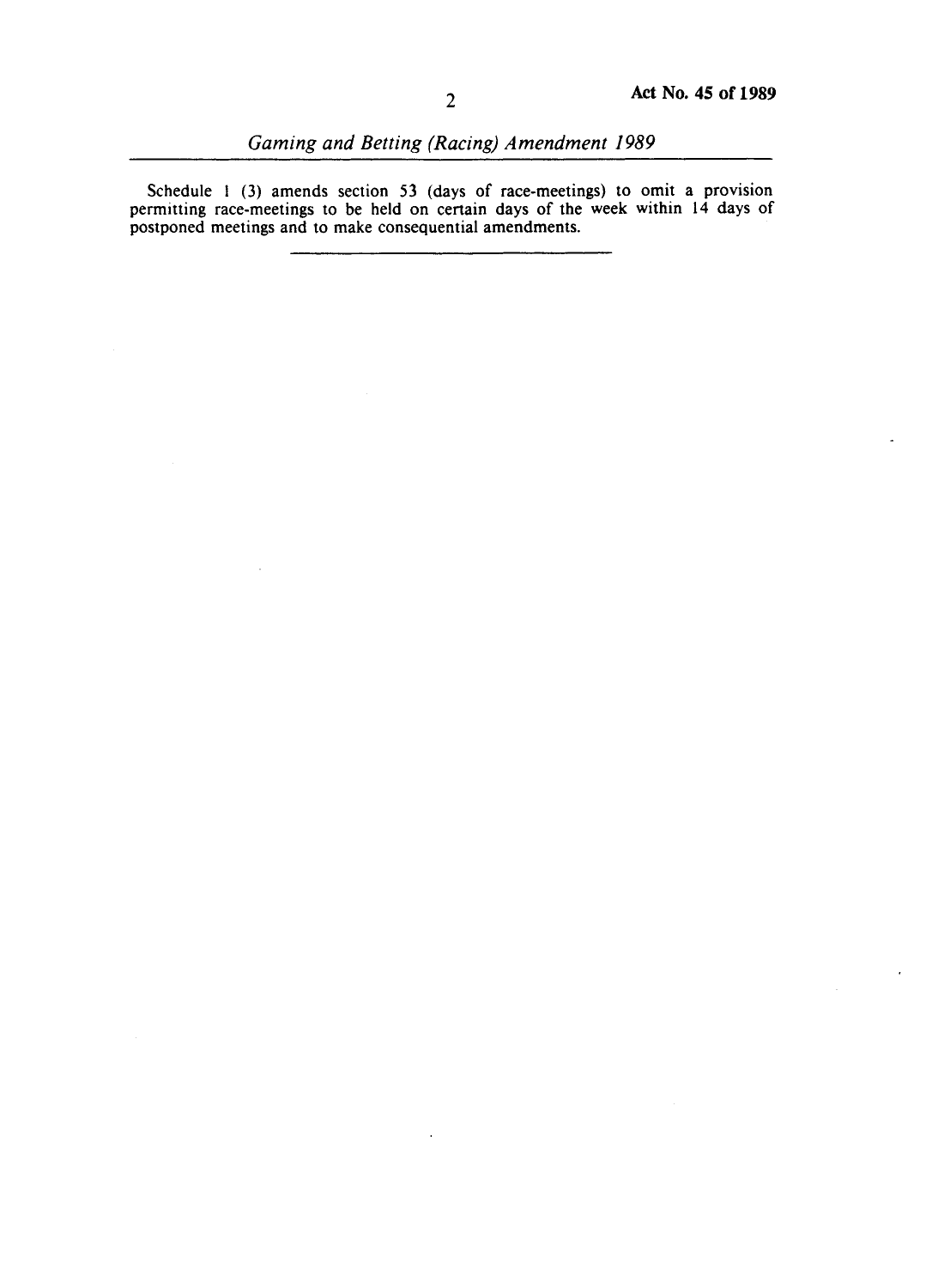Schedule 1 (3) amends section 53 (days of race-meetings) to omit a provision permitting race-meetings to be held on certain days of the week within 14 days of postponed meetings and to make consequential amendments.